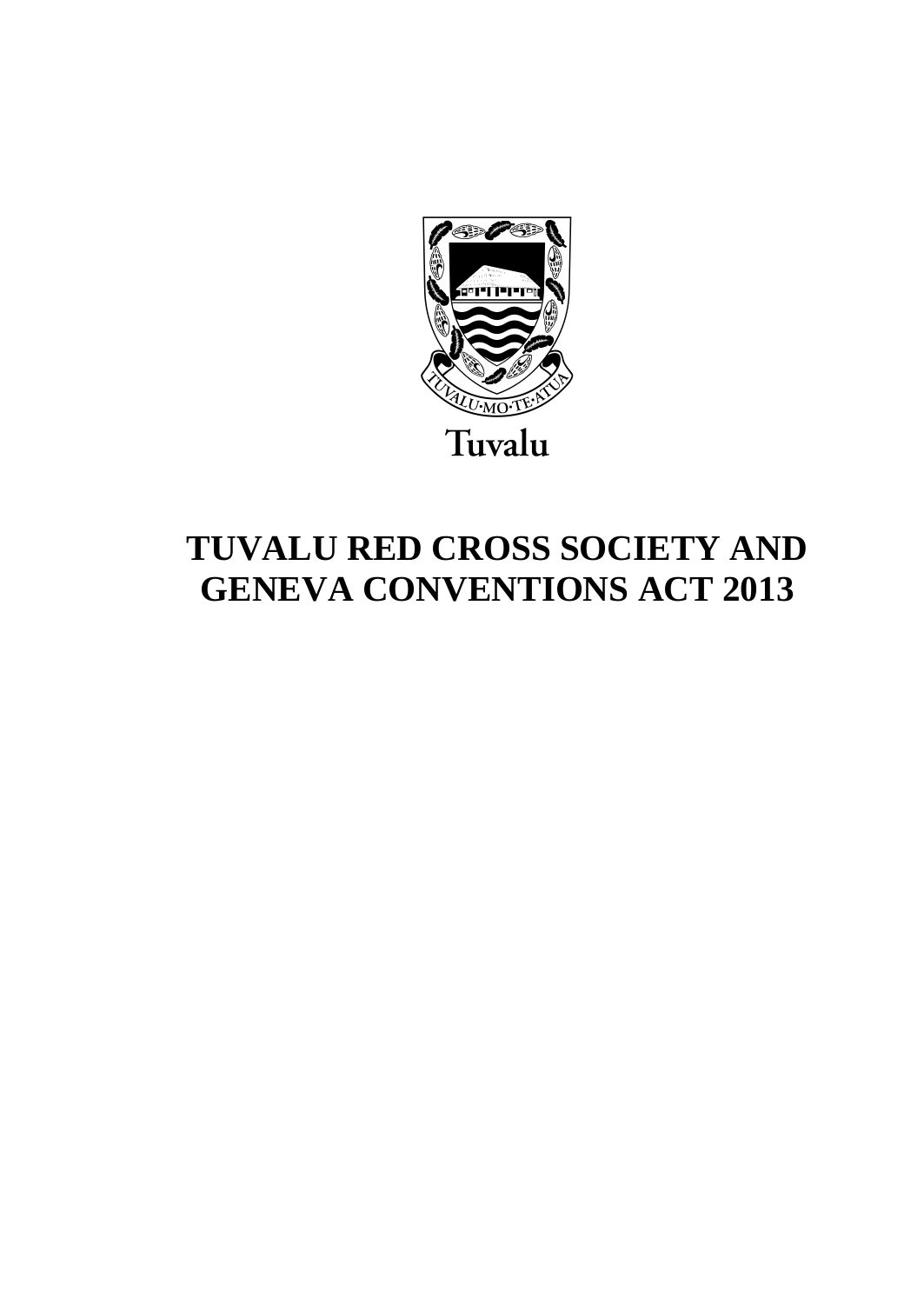TUVALU·MO·TE·ATUA

Tuvalu

# TUVALU RED CROSS SOCIETY AND GENEVA CONVENTIONS ACT 2013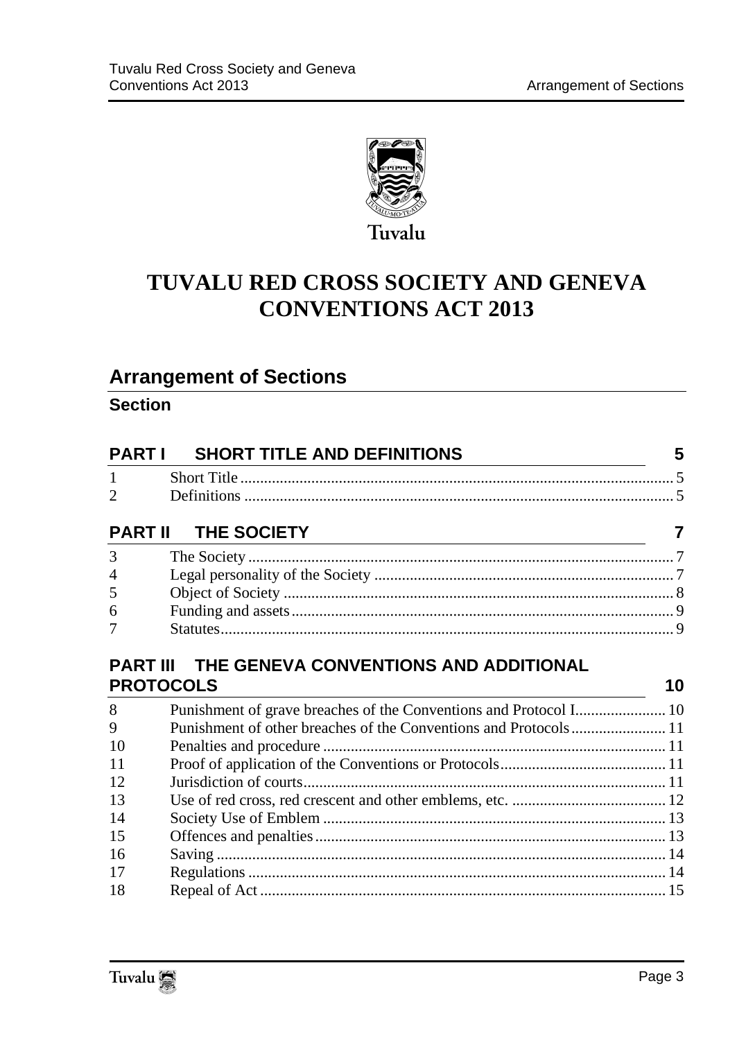Tuvalu

# TUVALU RED CROSS SOCIETY AND GENEVA CONVENTIONS ACT 2013

## Arrangement of Sections

### Section

| | | |
|---|---|---|
| **PART I** | **SHORT TITLE AND DEFINITIONS** | **5** |
| 1 | Short Title | 5 |
| 2 | Definitions | 5 |
| **PART II** | **THE SOCIETY** | **7** |
| 3 | The Society | 7 |
| 4 | Legal personality of the Society | 7 |
| 5 | Object of Society | 8 |
| 6 | Funding and assets | 9 |
| 7 | Statutes | 9 |
| **PART III** | **THE GENEVA CONVENTIONS AND ADDITIONAL PROTOCOLS** | **10** |
| 8 | Punishment of grave breaches of the Conventions and Protocol I | 10 |
| 9 | Punishment of other breaches of the Conventions and Protocols | 11 |
| 10 | Penalties and procedure | 11 |
| 11 | Proof of application of the Conventions or Protocols | 11 |
| 12 | Jurisdiction of courts | 11 |
| 13 | Use of red cross, red crescent and other emblems, etc. | 12 |
| 14 | Society Use of Emblem | 13 |
| 15 | Offences and penalties | 13 |
| 16 | Saving | 14 |
| 17 | Regulations | 14 |
| 18 | Repeal of Act | 15 |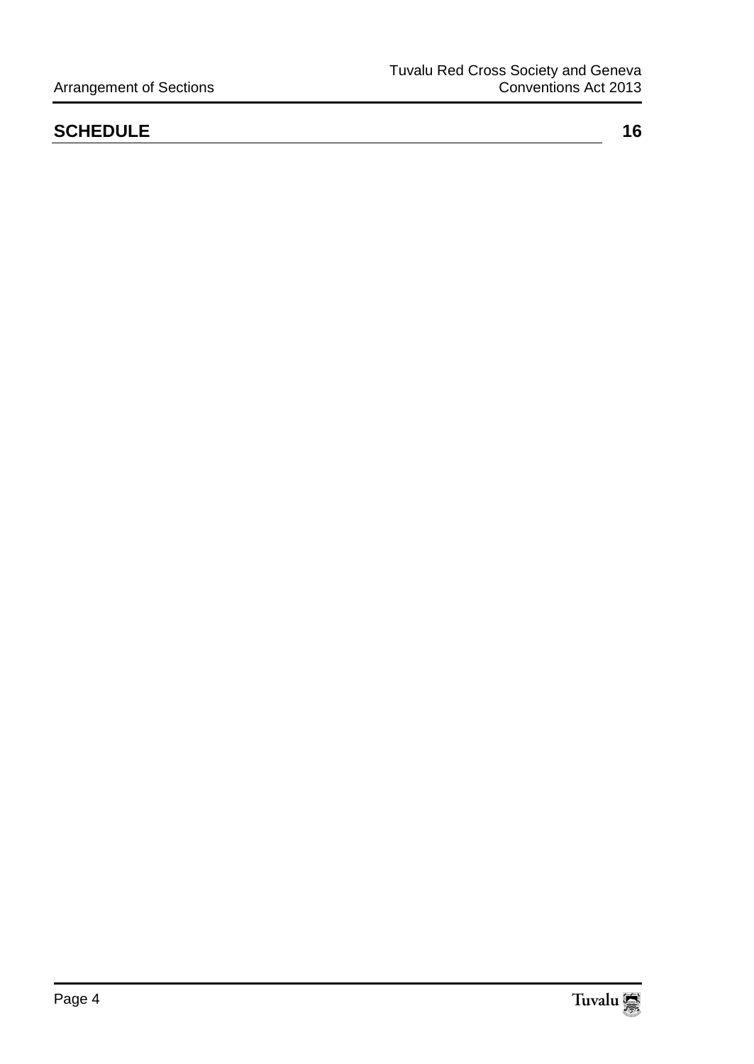**SCHEDULE 16**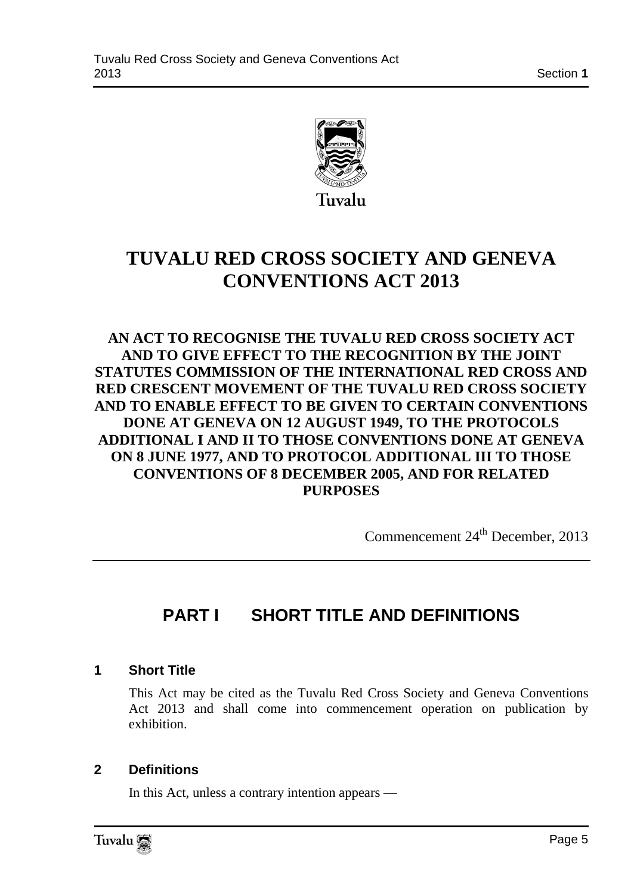Tuvalu

# TUVALU RED CROSS SOCIETY AND GENEVA CONVENTIONS ACT 2013

**AN ACT TO RECOGNISE THE TUVALU RED CROSS SOCIETY ACT AND TO GIVE EFFECT TO THE RECOGNITION BY THE JOINT STATUTES COMMISSION OF THE INTERNATIONAL RED CROSS AND RED CRESCENT MOVEMENT OF THE TUVALU RED CROSS SOCIETY AND TO ENABLE EFFECT TO BE GIVEN TO CERTAIN CONVENTIONS DONE AT GENEVA ON 12 AUGUST 1949, TO THE PROTOCOLS ADDITIONAL I AND II TO THOSE CONVENTIONS DONE AT GENEVA ON 8 JUNE 1977, AND TO PROTOCOL ADDITIONAL III TO THOSE CONVENTIONS OF 8 DECEMBER 2005, AND FOR RELATED PURPOSES**

Commencement 24th December, 2013

## PART I SHORT TITLE AND DEFINITIONS

### 1 Short Title

This Act may be cited as the Tuvalu Red Cross Society and Geneva Conventions Act 2013 and shall come into commencement operation on publication by exhibition.

### 2 Definitions

In this Act, unless a contrary intention appears —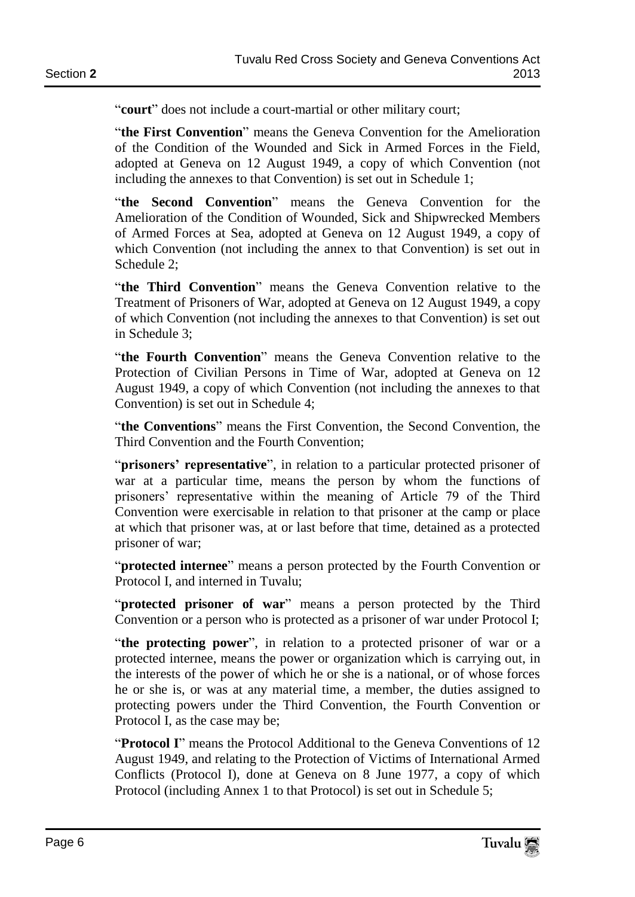"**court**" does not include a court-martial or other military court;

"**the First Convention**" means the Geneva Convention for the Amelioration of the Condition of the Wounded and Sick in Armed Forces in the Field, adopted at Geneva on 12 August 1949, a copy of which Convention (not including the annexes to that Convention) is set out in Schedule 1;

"**the Second Convention**" means the Geneva Convention for the Amelioration of the Condition of Wounded, Sick and Shipwrecked Members of Armed Forces at Sea, adopted at Geneva on 12 August 1949, a copy of which Convention (not including the annex to that Convention) is set out in Schedule 2;

"**the Third Convention**" means the Geneva Convention relative to the Treatment of Prisoners of War, adopted at Geneva on 12 August 1949, a copy of which Convention (not including the annexes to that Convention) is set out in Schedule 3;

"**the Fourth Convention**" means the Geneva Convention relative to the Protection of Civilian Persons in Time of War, adopted at Geneva on 12 August 1949, a copy of which Convention (not including the annexes to that Convention) is set out in Schedule 4;

"**the Conventions**" means the First Convention, the Second Convention, the Third Convention and the Fourth Convention;

"**prisoners' representative**", in relation to a particular protected prisoner of war at a particular time, means the person by whom the functions of prisoners' representative within the meaning of Article 79 of the Third Convention were exercisable in relation to that prisoner at the camp or place at which that prisoner was, at or last before that time, detained as a protected prisoner of war;

"**protected internee**" means a person protected by the Fourth Convention or Protocol I, and interned in Tuvalu;

"**protected prisoner of war**" means a person protected by the Third Convention or a person who is protected as a prisoner of war under Protocol I;

"**the protecting power**", in relation to a protected prisoner of war or a protected internee, means the power or organization which is carrying out, in the interests of the power of which he or she is a national, or of whose forces he or she is, or was at any material time, a member, the duties assigned to protecting powers under the Third Convention, the Fourth Convention or Protocol I, as the case may be;

"**Protocol I**" means the Protocol Additional to the Geneva Conventions of 12 August 1949, and relating to the Protection of Victims of International Armed Conflicts (Protocol I), done at Geneva on 8 June 1977, a copy of which Protocol (including Annex 1 to that Protocol) is set out in Schedule 5;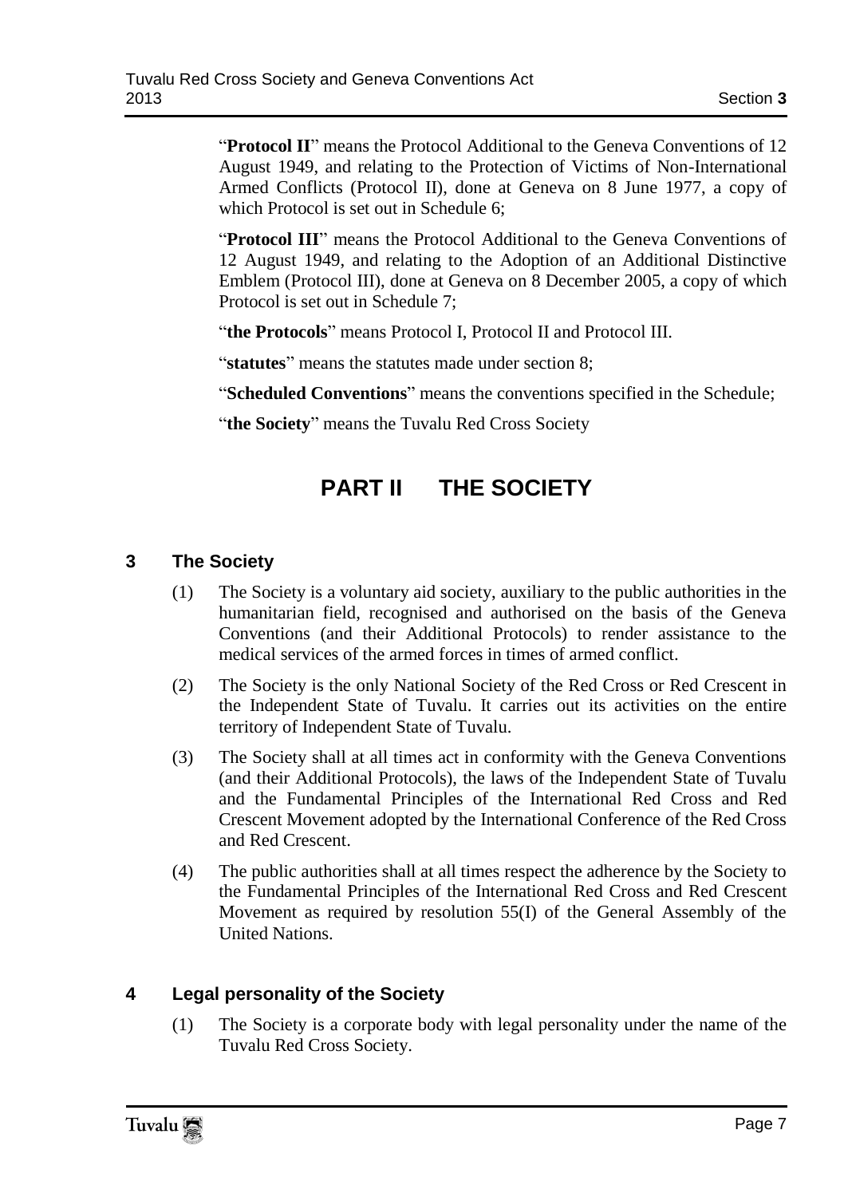"**Protocol II**" means the Protocol Additional to the Geneva Conventions of 12 August 1949, and relating to the Protection of Victims of Non-International Armed Conflicts (Protocol II), done at Geneva on 8 June 1977, a copy of which Protocol is set out in Schedule 6;

"**Protocol III**" means the Protocol Additional to the Geneva Conventions of 12 August 1949, and relating to the Adoption of an Additional Distinctive Emblem (Protocol III), done at Geneva on 8 December 2005, a copy of which Protocol is set out in Schedule 7;

"**the Protocols**" means Protocol I, Protocol II and Protocol III.

"**statutes**" means the statutes made under section 8;

"**Scheduled Conventions**" means the conventions specified in the Schedule;

"**the Society**" means the Tuvalu Red Cross Society

# PART II THE SOCIETY

## 3 The Society

(1) The Society is a voluntary aid society, auxiliary to the public authorities in the humanitarian field, recognised and authorised on the basis of the Geneva Conventions (and their Additional Protocols) to render assistance to the medical services of the armed forces in times of armed conflict.

(2) The Society is the only National Society of the Red Cross or Red Crescent in the Independent State of Tuvalu. It carries out its activities on the entire territory of Independent State of Tuvalu.

(3) The Society shall at all times act in conformity with the Geneva Conventions (and their Additional Protocols), the laws of the Independent State of Tuvalu and the Fundamental Principles of the International Red Cross and Red Crescent Movement adopted by the International Conference of the Red Cross and Red Crescent.

(4) The public authorities shall at all times respect the adherence by the Society to the Fundamental Principles of the International Red Cross and Red Crescent Movement as required by resolution 55(I) of the General Assembly of the United Nations.

## 4 Legal personality of the Society

(1) The Society is a corporate body with legal personality under the name of the Tuvalu Red Cross Society.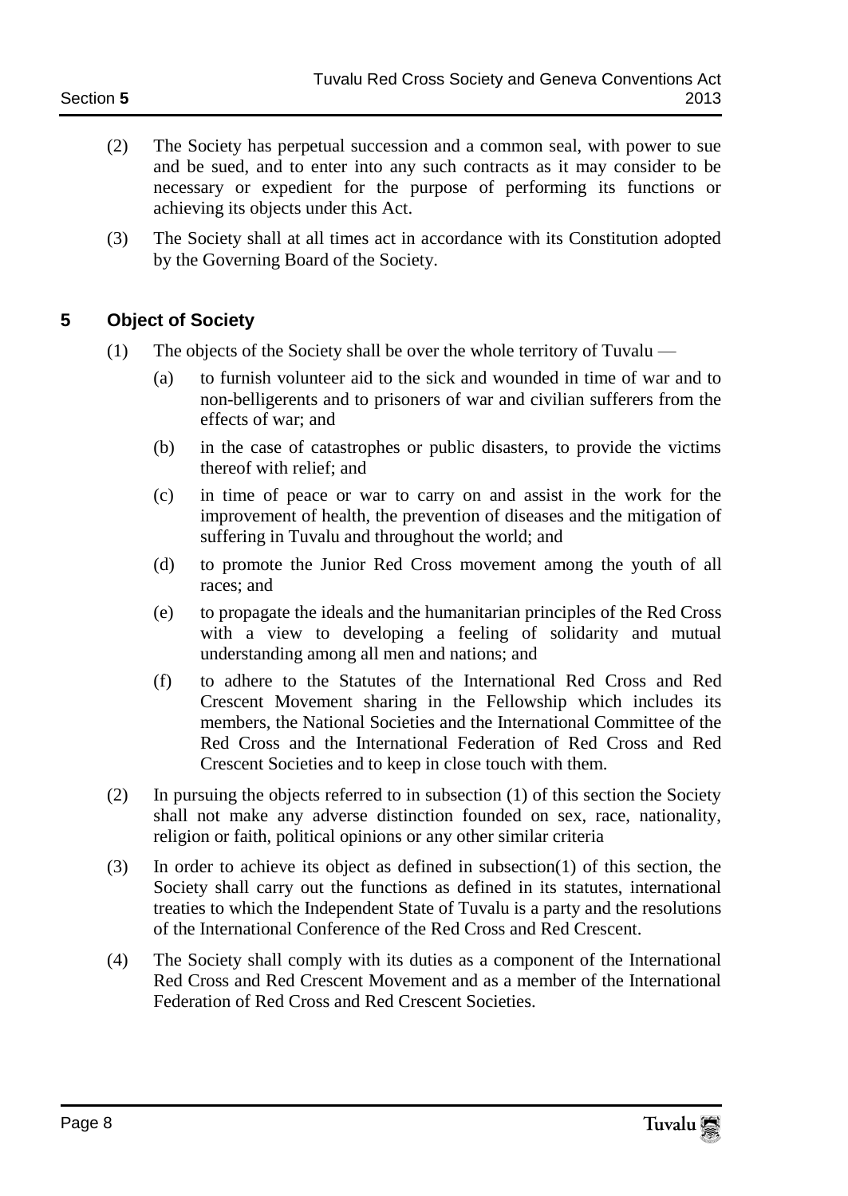(2) The Society has perpetual succession and a common seal, with power to sue and be sued, and to enter into any such contracts as it may consider to be necessary or expedient for the purpose of performing its functions or achieving its objects under this Act.

(3) The Society shall at all times act in accordance with its Constitution adopted by the Governing Board of the Society.

## 5 Object of Society

(1) The objects of the Society shall be over the whole territory of Tuvalu —

- (a) to furnish volunteer aid to the sick and wounded in time of war and to non-belligerents and to prisoners of war and civilian sufferers from the effects of war; and
- (b) in the case of catastrophes or public disasters, to provide the victims thereof with relief; and
- (c) in time of peace or war to carry on and assist in the work for the improvement of health, the prevention of diseases and the mitigation of suffering in Tuvalu and throughout the world; and
- (d) to promote the Junior Red Cross movement among the youth of all races; and
- (e) to propagate the ideals and the humanitarian principles of the Red Cross with a view to developing a feeling of solidarity and mutual understanding among all men and nations; and
- (f) to adhere to the Statutes of the International Red Cross and Red Crescent Movement sharing in the Fellowship which includes its members, the National Societies and the International Committee of the Red Cross and the International Federation of Red Cross and Red Crescent Societies and to keep in close touch with them.

(2) In pursuing the objects referred to in subsection (1) of this section the Society shall not make any adverse distinction founded on sex, race, nationality, religion or faith, political opinions or any other similar criteria

(3) In order to achieve its object as defined in subsection(1) of this section, the Society shall carry out the functions as defined in its statutes, international treaties to which the Independent State of Tuvalu is a party and the resolutions of the International Conference of the Red Cross and Red Crescent.

(4) The Society shall comply with its duties as a component of the International Red Cross and Red Crescent Movement and as a member of the International Federation of Red Cross and Red Crescent Societies.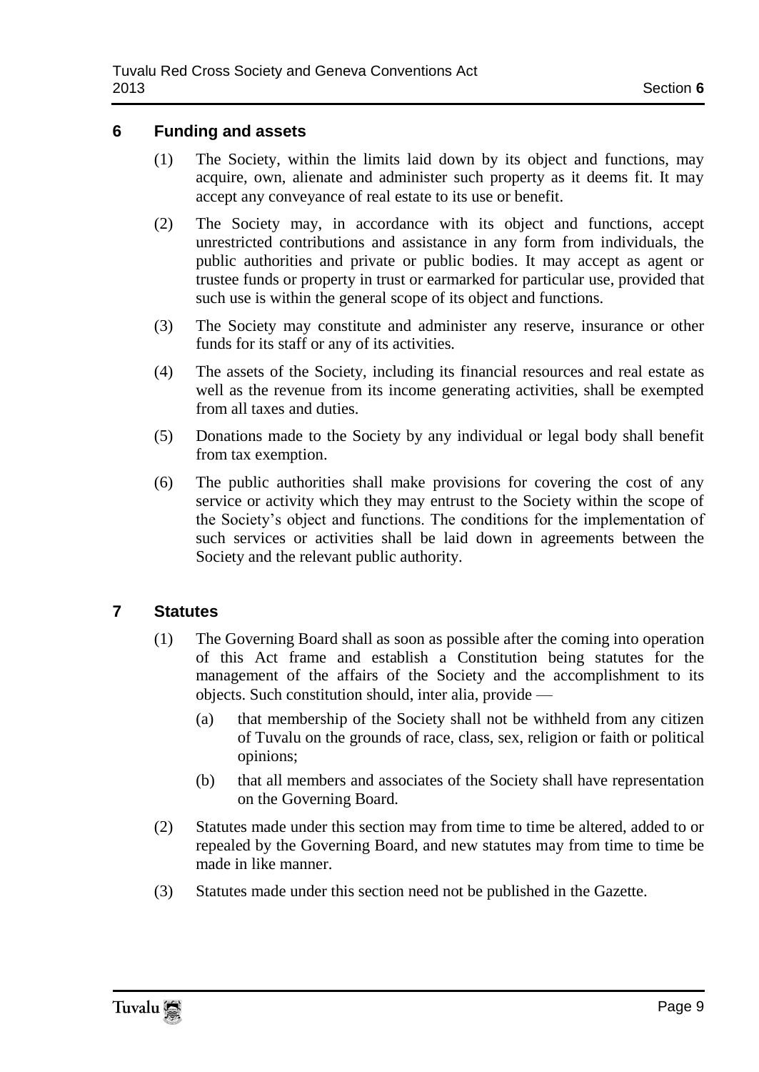## 6 Funding and assets

(1) The Society, within the limits laid down by its object and functions, may acquire, own, alienate and administer such property as it deems fit. It may accept any conveyance of real estate to its use or benefit.

(2) The Society may, in accordance with its object and functions, accept unrestricted contributions and assistance in any form from individuals, the public authorities and private or public bodies. It may accept as agent or trustee funds or property in trust or earmarked for particular use, provided that such use is within the general scope of its object and functions.

(3) The Society may constitute and administer any reserve, insurance or other funds for its staff or any of its activities.

(4) The assets of the Society, including its financial resources and real estate as well as the revenue from its income generating activities, shall be exempted from all taxes and duties.

(5) Donations made to the Society by any individual or legal body shall benefit from tax exemption.

(6) The public authorities shall make provisions for covering the cost of any service or activity which they may entrust to the Society within the scope of the Society's object and functions. The conditions for the implementation of such services or activities shall be laid down in agreements between the Society and the relevant public authority.

## 7 Statutes

(1) The Governing Board shall as soon as possible after the coming into operation of this Act frame and establish a Constitution being statutes for the management of the affairs of the Society and the accomplishment to its objects. Such constitution should, inter alia, provide —

(a) that membership of the Society shall not be withheld from any citizen of Tuvalu on the grounds of race, class, sex, religion or faith or political opinions;

(b) that all members and associates of the Society shall have representation on the Governing Board.

(2) Statutes made under this section may from time to time be altered, added to or repealed by the Governing Board, and new statutes may from time to time be made in like manner.

(3) Statutes made under this section need not be published in the Gazette.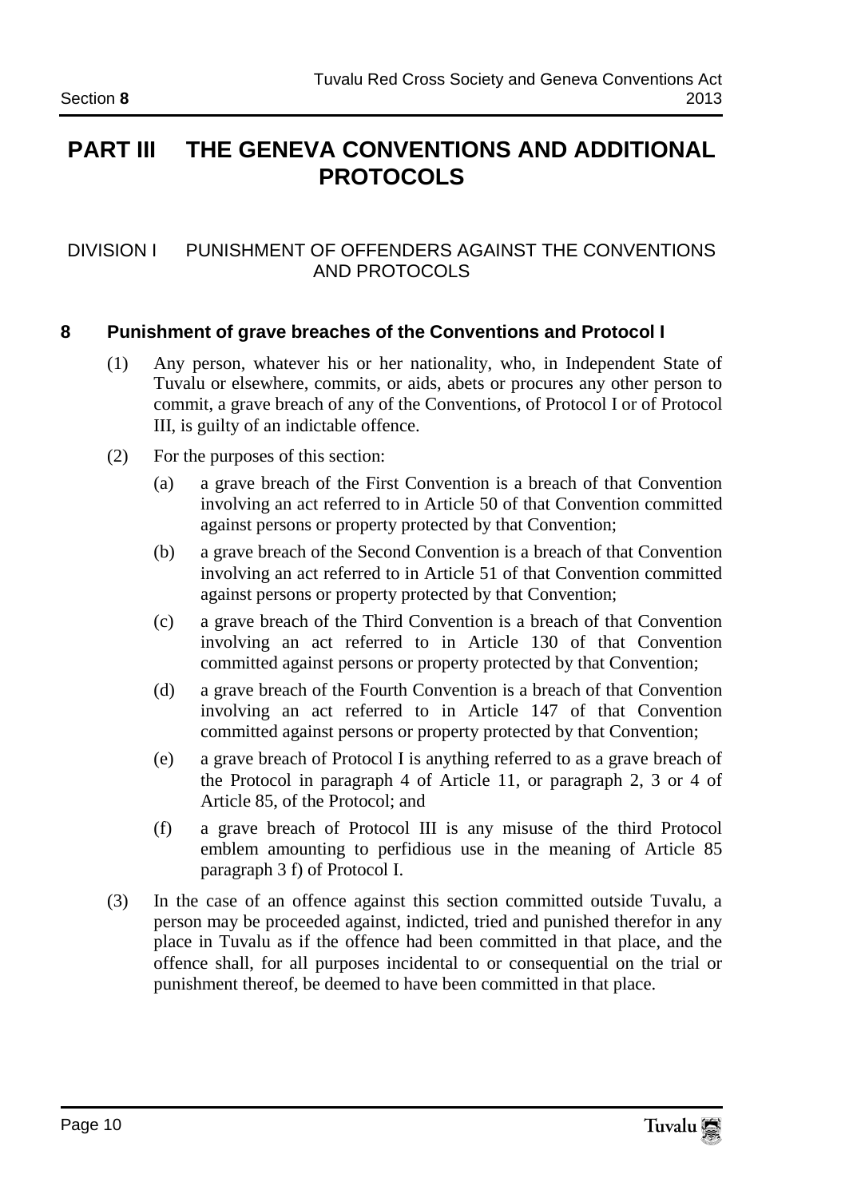# PART III THE GENEVA CONVENTIONS AND ADDITIONAL PROTOCOLS

## DIVISION I PUNISHMENT OF OFFENDERS AGAINST THE CONVENTIONS AND PROTOCOLS

### 8 Punishment of grave breaches of the Conventions and Protocol I

(1) Any person, whatever his or her nationality, who, in Independent State of Tuvalu or elsewhere, commits, or aids, abets or procures any other person to commit, a grave breach of any of the Conventions, of Protocol I or of Protocol III, is guilty of an indictable offence.

(2) For the purposes of this section:

(a) a grave breach of the First Convention is a breach of that Convention involving an act referred to in Article 50 of that Convention committed against persons or property protected by that Convention;

(b) a grave breach of the Second Convention is a breach of that Convention involving an act referred to in Article 51 of that Convention committed against persons or property protected by that Convention;

(c) a grave breach of the Third Convention is a breach of that Convention involving an act referred to in Article 130 of that Convention committed against persons or property protected by that Convention;

(d) a grave breach of the Fourth Convention is a breach of that Convention involving an act referred to in Article 147 of that Convention committed against persons or property protected by that Convention;

(e) a grave breach of Protocol I is anything referred to as a grave breach of the Protocol in paragraph 4 of Article 11, or paragraph 2, 3 or 4 of Article 85, of the Protocol; and

(f) a grave breach of Protocol III is any misuse of the third Protocol emblem amounting to perfidious use in the meaning of Article 85 paragraph 3 f) of Protocol I.

(3) In the case of an offence against this section committed outside Tuvalu, a person may be proceeded against, indicted, tried and punished therefor in any place in Tuvalu as if the offence had been committed in that place, and the offence shall, for all purposes incidental to or consequential on the trial or punishment thereof, be deemed to have been committed in that place.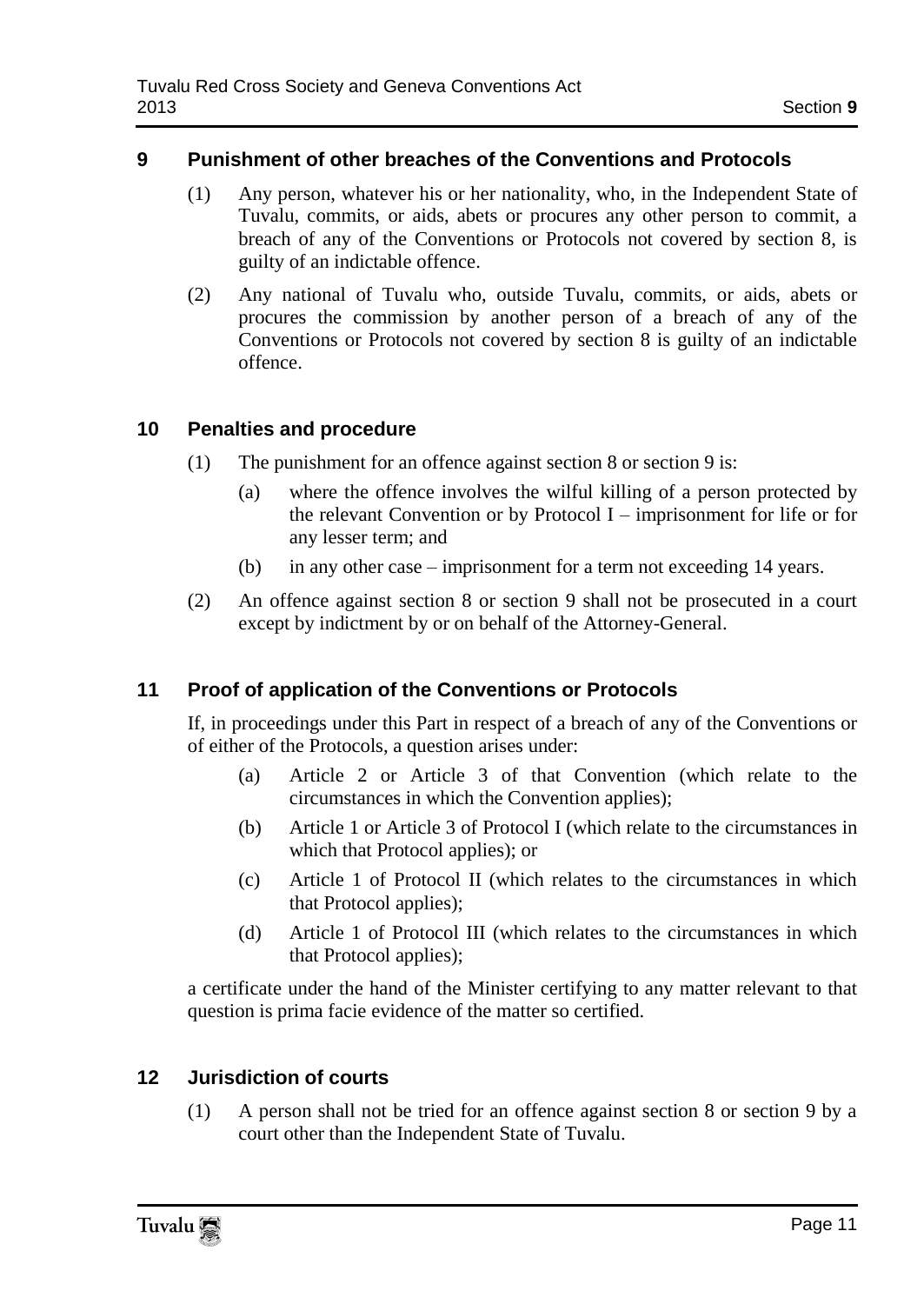## 9 Punishment of other breaches of the Conventions and Protocols

(1) Any person, whatever his or her nationality, who, in the Independent State of Tuvalu, commits, or aids, abets or procures any other person to commit, a breach of any of the Conventions or Protocols not covered by section 8, is guilty of an indictable offence.

(2) Any national of Tuvalu who, outside Tuvalu, commits, or aids, abets or procures the commission by another person of a breach of any of the Conventions or Protocols not covered by section 8 is guilty of an indictable offence.

## 10 Penalties and procedure

(1) The punishment for an offence against section 8 or section 9 is:

- (a) where the offence involves the wilful killing of a person protected by the relevant Convention or by Protocol I – imprisonment for life or for any lesser term; and
- (b) in any other case – imprisonment for a term not exceeding 14 years.

(2) An offence against section 8 or section 9 shall not be prosecuted in a court except by indictment by or on behalf of the Attorney-General.

## 11 Proof of application of the Conventions or Protocols

If, in proceedings under this Part in respect of a breach of any of the Conventions or of either of the Protocols, a question arises under:

- (a) Article 2 or Article 3 of that Convention (which relate to the circumstances in which the Convention applies);
- (b) Article 1 or Article 3 of Protocol I (which relate to the circumstances in which that Protocol applies); or
- (c) Article 1 of Protocol II (which relates to the circumstances in which that Protocol applies);
- (d) Article 1 of Protocol III (which relates to the circumstances in which that Protocol applies);

a certificate under the hand of the Minister certifying to any matter relevant to that question is prima facie evidence of the matter so certified.

## 12 Jurisdiction of courts

(1) A person shall not be tried for an offence against section 8 or section 9 by a court other than the Independent State of Tuvalu.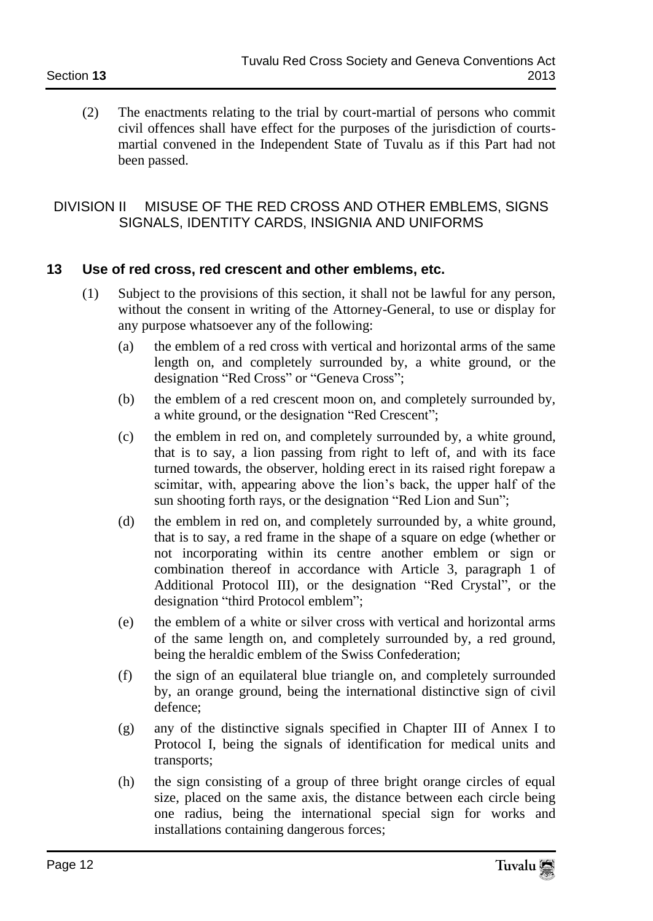(2) The enactments relating to the trial by court-martial of persons who commit civil offences shall have effect for the purposes of the jurisdiction of courts-martial convened in the Independent State of Tuvalu as if this Part had not been passed.

## DIVISION II MISUSE OF THE RED CROSS AND OTHER EMBLEMS, SIGNS SIGNALS, IDENTITY CARDS, INSIGNIA AND UNIFORMS

### 13 Use of red cross, red crescent and other emblems, etc.

(1) Subject to the provisions of this section, it shall not be lawful for any person, without the consent in writing of the Attorney-General, to use or display for any purpose whatsoever any of the following:

(a) the emblem of a red cross with vertical and horizontal arms of the same length on, and completely surrounded by, a white ground, or the designation "Red Cross" or "Geneva Cross";

(b) the emblem of a red crescent moon on, and completely surrounded by, a white ground, or the designation "Red Crescent";

(c) the emblem in red on, and completely surrounded by, a white ground, that is to say, a lion passing from right to left of, and with its face turned towards, the observer, holding erect in its raised right forepaw a scimitar, with, appearing above the lion's back, the upper half of the sun shooting forth rays, or the designation "Red Lion and Sun";

(d) the emblem in red on, and completely surrounded by, a white ground, that is to say, a red frame in the shape of a square on edge (whether or not incorporating within its centre another emblem or sign or combination thereof in accordance with Article 3, paragraph 1 of Additional Protocol III), or the designation "Red Crystal", or the designation "third Protocol emblem";

(e) the emblem of a white or silver cross with vertical and horizontal arms of the same length on, and completely surrounded by, a red ground, being the heraldic emblem of the Swiss Confederation;

(f) the sign of an equilateral blue triangle on, and completely surrounded by, an orange ground, being the international distinctive sign of civil defence;

(g) any of the distinctive signals specified in Chapter III of Annex I to Protocol I, being the signals of identification for medical units and transports;

(h) the sign consisting of a group of three bright orange circles of equal size, placed on the same axis, the distance between each circle being one radius, being the international special sign for works and installations containing dangerous forces;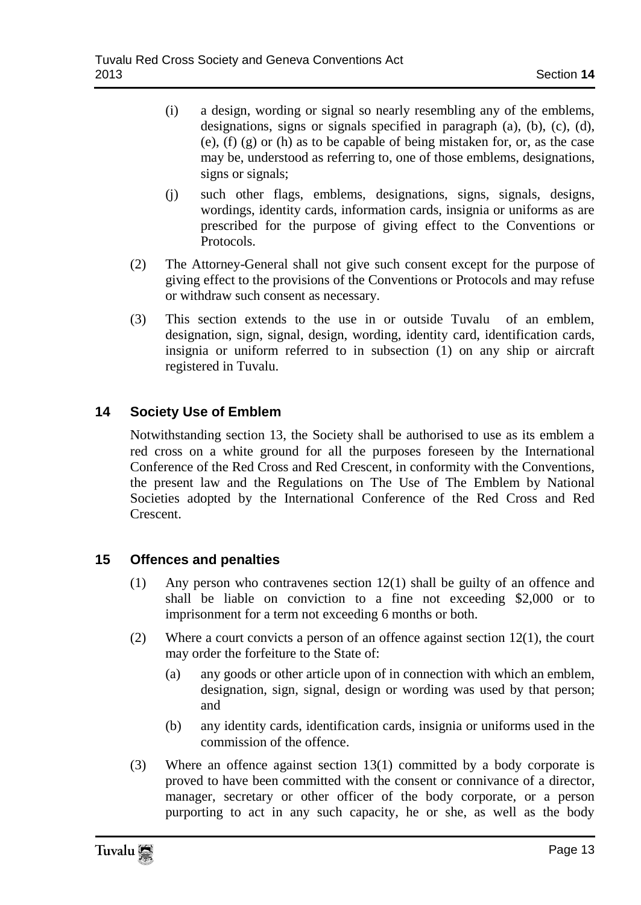(i) a design, wording or signal so nearly resembling any of the emblems, designations, signs or signals specified in paragraph (a), (b), (c), (d), (e), (f) (g) or (h) as to be capable of being mistaken for, or, as the case may be, understood as referring to, one of those emblems, designations, signs or signals;

(j) such other flags, emblems, designations, signs, signals, designs, wordings, identity cards, information cards, insignia or uniforms as are prescribed for the purpose of giving effect to the Conventions or Protocols.

(2) The Attorney-General shall not give such consent except for the purpose of giving effect to the provisions of the Conventions or Protocols and may refuse or withdraw such consent as necessary.

(3) This section extends to the use in or outside Tuvalu of an emblem, designation, sign, signal, design, wording, identity card, identification cards, insignia or uniform referred to in subsection (1) on any ship or aircraft registered in Tuvalu.

## 14 Society Use of Emblem

Notwithstanding section 13, the Society shall be authorised to use as its emblem a red cross on a white ground for all the purposes foreseen by the International Conference of the Red Cross and Red Crescent, in conformity with the Conventions, the present law and the Regulations on The Use of The Emblem by National Societies adopted by the International Conference of the Red Cross and Red Crescent.

## 15 Offences and penalties

(1) Any person who contravenes section 12(1) shall be guilty of an offence and shall be liable on conviction to a fine not exceeding \$2,000 or to imprisonment for a term not exceeding 6 months or both.

(2) Where a court convicts a person of an offence against section 12(1), the court may order the forfeiture to the State of:

(a) any goods or other article upon of in connection with which an emblem, designation, sign, signal, design or wording was used by that person; and

(b) any identity cards, identification cards, insignia or uniforms used in the commission of the offence.

(3) Where an offence against section 13(1) committed by a body corporate is proved to have been committed with the consent or connivance of a director, manager, secretary or other officer of the body corporate, or a person purporting to act in any such capacity, he or she, as well as the body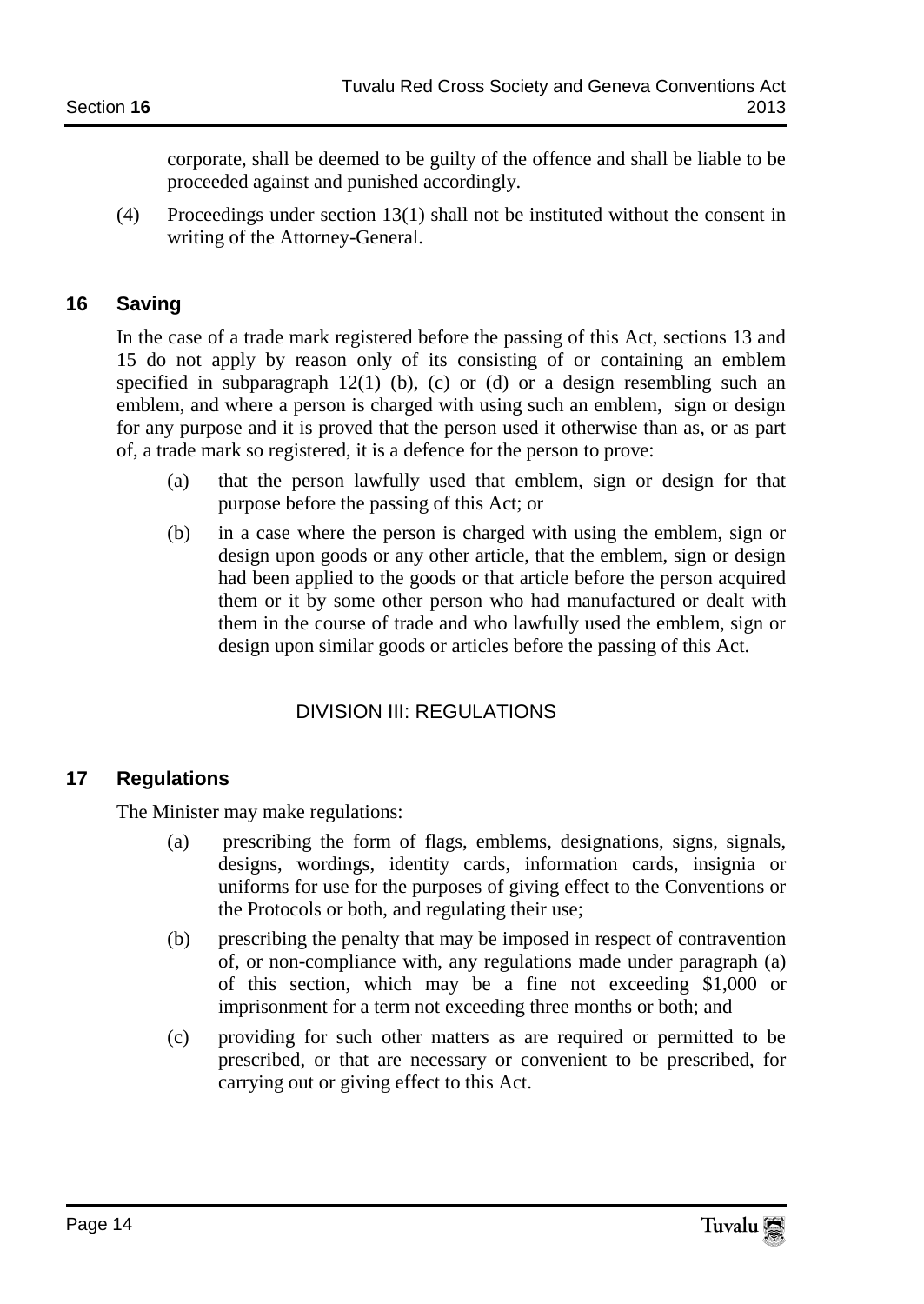corporate, shall be deemed to be guilty of the offence and shall be liable to be proceeded against and punished accordingly.

(4) Proceedings under section 13(1) shall not be instituted without the consent in writing of the Attorney-General.

## 16 Saving

In the case of a trade mark registered before the passing of this Act, sections 13 and 15 do not apply by reason only of its consisting of or containing an emblem specified in subparagraph 12(1) (b), (c) or (d) or a design resembling such an emblem, and where a person is charged with using such an emblem, sign or design for any purpose and it is proved that the person used it otherwise than as, or as part of, a trade mark so registered, it is a defence for the person to prove:

(a) that the person lawfully used that emblem, sign or design for that purpose before the passing of this Act; or

(b) in a case where the person is charged with using the emblem, sign or design upon goods or any other article, that the emblem, sign or design had been applied to the goods or that article before the person acquired them or it by some other person who had manufactured or dealt with them in the course of trade and who lawfully used the emblem, sign or design upon similar goods or articles before the passing of this Act.

### DIVISION III: REGULATIONS

## 17 Regulations

The Minister may make regulations:

(a) prescribing the form of flags, emblems, designations, signs, signals, designs, wordings, identity cards, information cards, insignia or uniforms for use for the purposes of giving effect to the Conventions or the Protocols or both, and regulating their use;

(b) prescribing the penalty that may be imposed in respect of contravention of, or non-compliance with, any regulations made under paragraph (a) of this section, which may be a fine not exceeding $1,000 or imprisonment for a term not exceeding three months or both; and

(c) providing for such other matters as are required or permitted to be prescribed, or that are necessary or convenient to be prescribed, for carrying out or giving effect to this Act.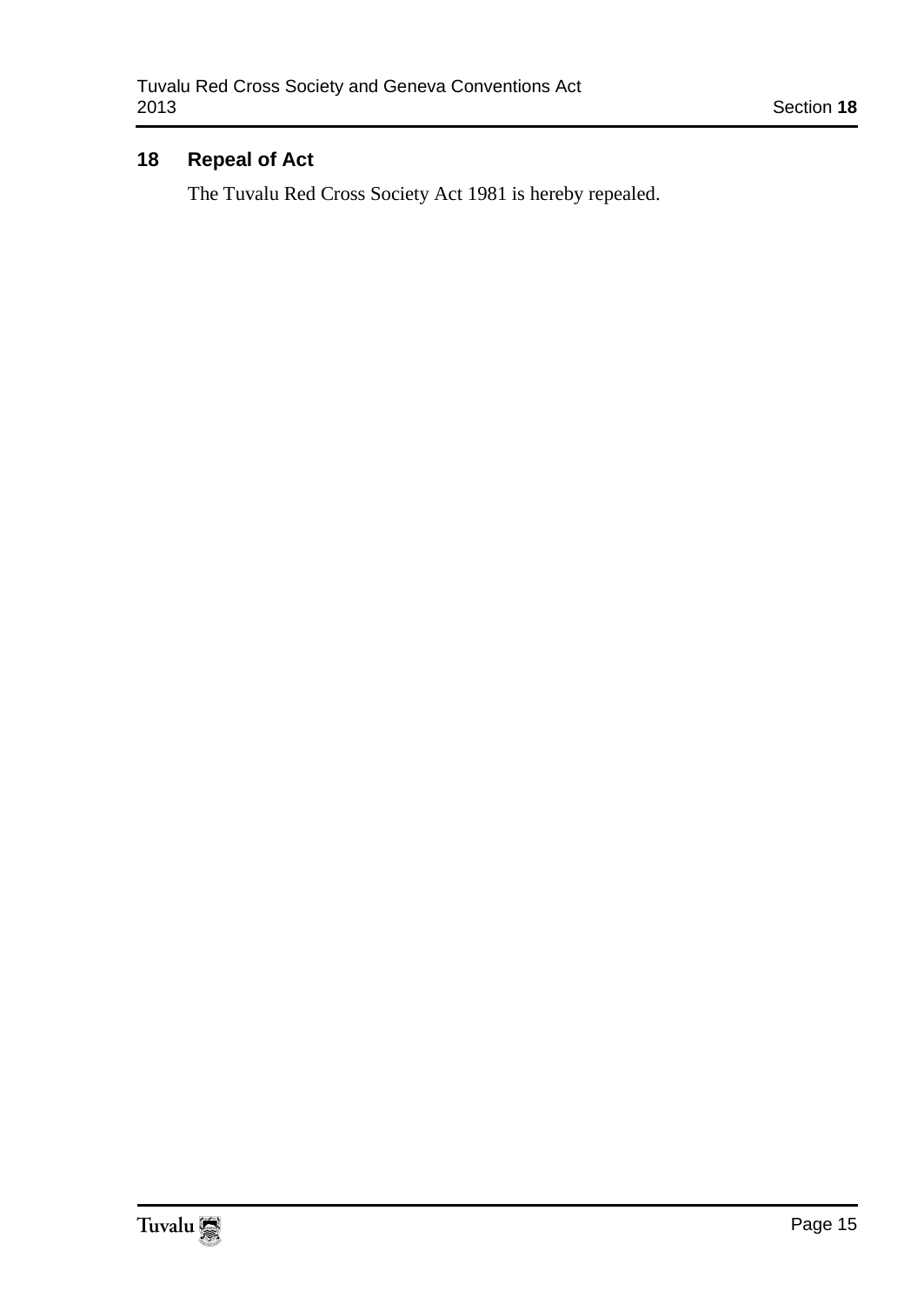## 18 Repeal of Act

The Tuvalu Red Cross Society Act 1981 is hereby repealed.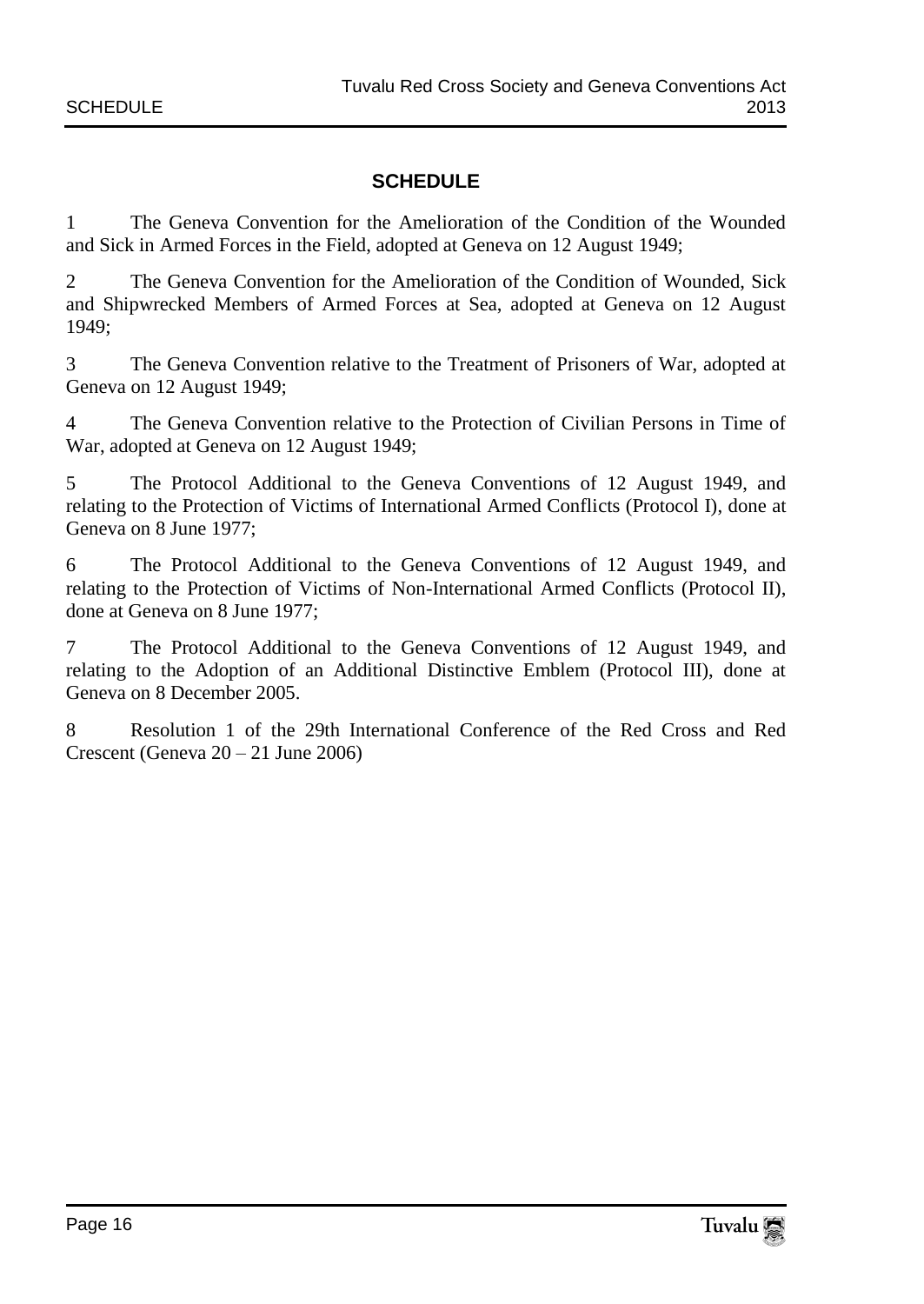# SCHEDULE

1 The Geneva Convention for the Amelioration of the Condition of the Wounded and Sick in Armed Forces in the Field, adopted at Geneva on 12 August 1949;

2 The Geneva Convention for the Amelioration of the Condition of Wounded, Sick and Shipwrecked Members of Armed Forces at Sea, adopted at Geneva on 12 August 1949;

3 The Geneva Convention relative to the Treatment of Prisoners of War, adopted at Geneva on 12 August 1949;

4 The Geneva Convention relative to the Protection of Civilian Persons in Time of War, adopted at Geneva on 12 August 1949;

5 The Protocol Additional to the Geneva Conventions of 12 August 1949, and relating to the Protection of Victims of International Armed Conflicts (Protocol I), done at Geneva on 8 June 1977;

6 The Protocol Additional to the Geneva Conventions of 12 August 1949, and relating to the Protection of Victims of Non-International Armed Conflicts (Protocol II), done at Geneva on 8 June 1977;

7 The Protocol Additional to the Geneva Conventions of 12 August 1949, and relating to the Adoption of an Additional Distinctive Emblem (Protocol III), done at Geneva on 8 December 2005.

8 Resolution 1 of the 29th International Conference of the Red Cross and Red Crescent (Geneva 20 – 21 June 2006)